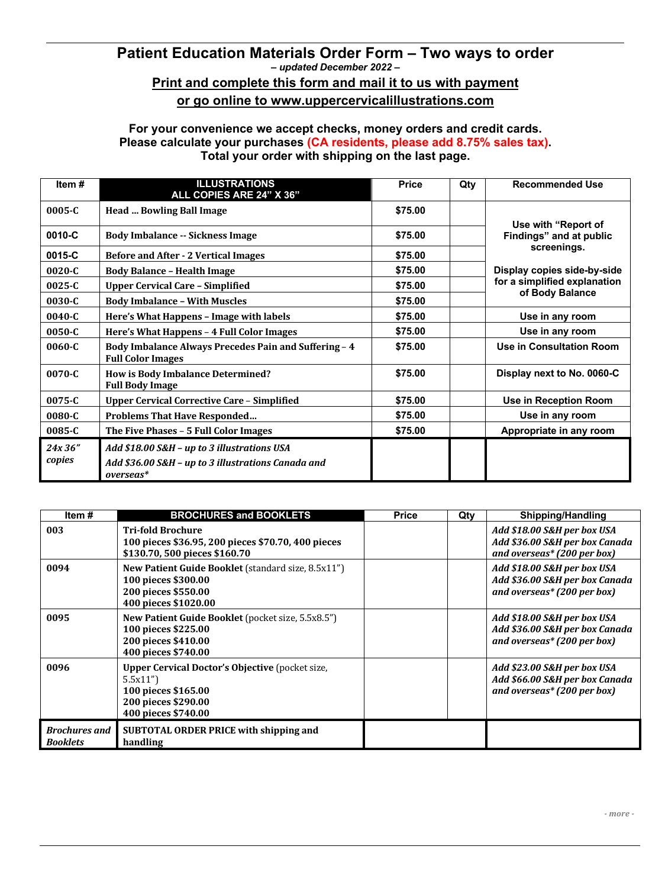# Patient Education Materials Order Form – Two ways to order

*– updated December 2022 –*

## Print and complete this form and mail it to us with payment or go online to www.uppercervicalillustrations.com

**For your convenience we accept checks, money orders and credit cards.**
**Please calculate your purchases (CA residents, please add 8.75% sales tax).**
**Total your order with shipping on the last page.**

| Item # | ILLUSTRATIONS ALL COPIES ARE 24" X 36" | Price | Qty | Recommended Use |
|---|---|---|---|---|
| 0005-C | Head ... Bowling Ball Image | $75.00 | | Use with "Report of Findings" and at public screenings. |
| 0010-C | Body Imbalance -- Sickness Image | $75.00 | | |
| 0015-C | Before and After - 2 Vertical Images | $75.00 | | Display copies side-by-side for a simplified explanation of Body Balance |
| 0020-C | Body Balance – Health Image | $75.00 | | |
| 0025-C | Upper Cervical Care – Simplified | $75.00 | | |
| 0030-C | Body Imbalance – With Muscles | $75.00 | | |
| 0040-C | Here's What Happens – Image with labels | $75.00 | | Use in any room |
| 0050-C | Here's What Happens – 4 Full Color Images | $75.00 | | Use in any room |
| 0060-C | Body Imbalance Always Precedes Pain and Suffering – 4 Full Color Images | $75.00 | | Use in Consultation Room |
| 0070-C | How is Body Imbalance Determined? Full Body Image | $75.00 | | Display next to No. 0060-C |
| 0075-C | Upper Cervical Corrective Care – Simplified | $75.00 | | Use in Reception Room |
| 0080-C | Problems That Have Responded… | $75.00 | | Use in any room |
| 0085-C | The Five Phases – 5 Full Color Images | $75.00 | | Appropriate in any room |
| *24x 36" copies* | *Add $18.00 S&H – up to 3 illustrations USA* *Add $36.00 S&H – up to 3 illustrations Canada and overseas** | | | |

| Item # | BROCHURES and BOOKLETS | Price | Qty | Shipping/Handling |
|---|---|---|---|---|
| 003 | **Tri-fold Brochure** **100 pieces $36.95, 200 pieces $70.70, 400 pieces $130.70, 500 pieces $160.70** | | | *Add $18.00 S&H per box USA* *Add $36.00 S&H per box Canada and overseas* (200 per box)* |
| 0094 | **New Patient Guide Booklet** (standard size, 8.5x11") **100 pieces $300.00** **200 pieces $550.00** **400 pieces $1020.00** | | | *Add $18.00 S&H per box USA* *Add $36.00 S&H per box Canada and overseas* (200 per box)* |
| 0095 | **New Patient Guide Booklet** (pocket size, 5.5x8.5") **100 pieces $225.00** **200 pieces $410.00** **400 pieces $740.00** | | | *Add $18.00 S&H per box USA* *Add $36.00 S&H per box Canada and overseas* (200 per box)* |
| 0096 | **Upper Cervical Doctor's Objective** (pocket size, 5.5x11") **100 pieces $165.00** **200 pieces $290.00** **400 pieces $740.00** | | | *Add $23.00 S&H per box USA* *Add $66.00 S&H per box Canada and overseas* (200 per box)* |
| *Brochures and Booklets* | **SUBTOTAL ORDER PRICE with shipping and handling** | | | |

*- more -*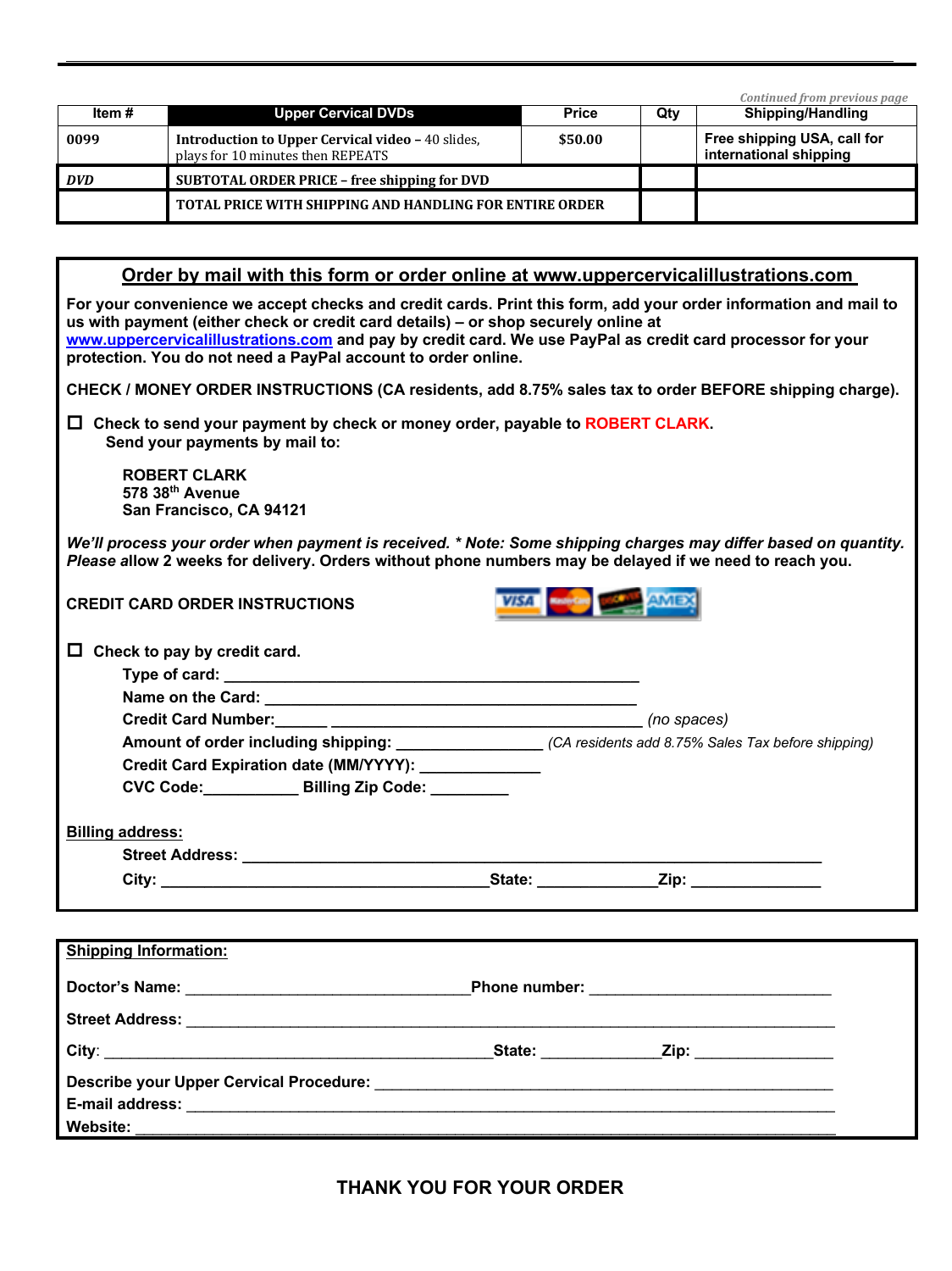*Continued from previous page*

| Item # | Upper Cervical DVDs | Price | Qty | Shipping/Handling |
|---|---|---|---|---|
| 0099 | **Introduction to Upper Cervical video** – 40 slides, plays for 10 minutes then REPEATS | **$50.00** | | **Free shipping USA, call for international shipping** |
| ***DVD*** | **SUBTOTAL ORDER PRICE – free shipping for DVD** | | | |
| | **TOTAL PRICE WITH SHIPPING AND HANDLING FOR ENTIRE ORDER** | | | |

## Order by mail with this form or order online at www.uppercervicalillustrations.com

**For your convenience we accept checks and credit cards. Print this form, add your order information and mail to us with payment (either check or credit card details) – or shop securely online at www.uppercervicalillustrations.com and pay by credit card. We use PayPal as credit card processor for your protection. You do not need a PayPal account to order online.**

**CHECK / MONEY ORDER INSTRUCTIONS (CA residents, add 8.75% sales tax to order BEFORE shipping charge).**

☐ **Check to send your payment by check or money order, payable to ROBERT CLARK.**
**Send your payments by mail to:**

**ROBERT CLARK**
**578 38th Avenue**
**San Francisco, CA 94121**

***We'll process your order when payment is received. * Note: Some shipping charges may differ based on quantity. Please allow 2 weeks for delivery. Orders without phone numbers may be delayed if we need to reach you.***

**CREDIT CARD ORDER INSTRUCTIONS**

☐ **Check to pay by credit card.**

**Type of card:** ______________________________

**Name on the Card:** ______________________________

**Credit Card Number:**______ ______________________________ *(no spaces)*

**Amount of order including shipping:** ______________ *(CA residents add 8.75% Sales Tax before shipping)*

**Credit Card Expiration date (MM/YYYY):** ____________

**CVC Code:**__________ **Billing Zip Code:** ________

**Billing address:**

**Street Address:** ______________________________________________

**City:** ______________________________**State:** ____________**Zip:** ____________

**Shipping Information:**

**Doctor's Name:** ______________________________**Phone number:** ______________________________

**Street Address:** ______________________________________________

**City**: ______________________________**State:** ____________**Zip:** ____________

**Describe your Upper Cervical Procedure:** ______________________________________________

**E-mail address:** ______________________________________________

**Website:** ______________________________________________

**THANK YOU FOR YOUR ORDER**